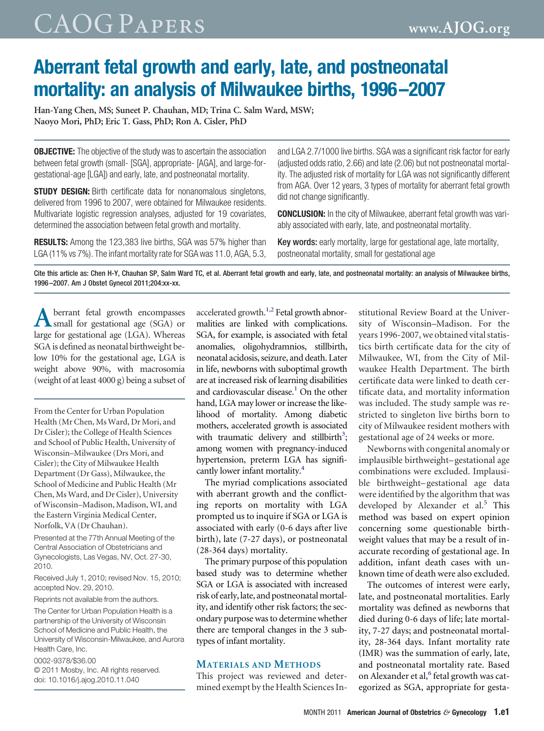# Aberrant fetal growth and early, late, and postneonatal mortality: an analysis of Milwaukee births, 1996–2007

**Han-Yang Chen, MS; Suneet P. Chauhan, MD; Trina C. Salm Ward, MSW; Naoyo Mori, PhD; Eric T. Gass, PhD; Ron A. Cisler, PhD**

**OBJECTIVE:** The objective of the study was to ascertain the association between fetal growth (small- [SGA], appropriate- [AGA], and large-for-gestational-age [LGA]) and early, late, and postneonatal mortality.

**STUDY DESIGN:** Birth certificate data for nonanomalous singletons, delivered from 1996 to 2007, were obtained for Milwaukee residents. Multivariate logistic regression analyses, adjusted for 19 covariates, determined the association between fetal growth and mortality.

**RESULTS:** Among the 123,383 live births, SGA was 57% higher than LGA (11% vs 7%). The infant mortality rate for SGA was 11.0, AGA, 5.3, and LGA 2.7/1000 live births. SGA was a significant risk factor for early (adjusted odds ratio, 2.66) and late (2.06) but not postneonatal mortality. The adjusted risk of mortality for LGA was not significantly different from AGA. Over 12 years, 3 types of mortality for aberrant fetal growth did not change significantly.

**CONCLUSION:** In the city of Milwaukee, aberrant fetal growth was variably associated with early, late, and postneonatal mortality.

**Key words:** early mortality, large for gestational age, late mortality, postneonatal mortality, small for gestational age

Cite this article as: Chen H-Y, Chauhan SP, Salm Ward TC, et al. Aberrant fetal growth and early, late, and postneonatal mortality: an analysis of Milwaukee births, 1996–2007. Am J Obstet Gynecol 2011;204:xx-xx.

Aberrant fetal growth encompasses small for gestational age (SGA) or large for gestational age (LGA). Whereas SGA is defined as neonatal birthweight below 10% for the gestational age, LGA is weight above 90%, with macrosomia (weight of at least 4000 g) being a subset of accelerated growth.[1,2] Fetal growth abnormalities are linked with complications. SGA, for example, is associated with fetal anomalies, oligohydramnios, stillbirth, neonatal acidosis, seizure, and death. Later in life, newborns with suboptimal growth are at increased risk of learning disabilities and cardiovascular disease.[1] On the other hand, LGA may lower or increase the likelihood of mortality. Among diabetic mothers, accelerated growth is associated with traumatic delivery and stillbirth[3]; among women with pregnancy-induced hypertension, preterm LGA has significantly lower infant mortality.[4]

The myriad complications associated with aberrant growth and the conflicting reports on mortality with LGA prompted us to inquire if SGA or LGA is associated with early (0-6 days after live birth), late (7-27 days), or postneonatal (28-364 days) mortality.

The primary purpose of this population based study was to determine whether SGA or LGA is associated with increased risk of early, late, and postneonatal mortality, and identify other risk factors; the secondary purpose was to determine whether there are temporal changes in the 3 subtypes of infant mortality.

From the Center for Urban Population Health (Mr Chen, Ms Ward, Dr Mori, and Dr Cisler); the College of Health Sciences and School of Public Health, University of Wisconsin–Milwaukee (Drs Mori, and Cisler); the City of Milwaukee Health Department (Dr Gass), Milwaukee, the School of Medicine and Public Health (Mr Chen, Ms Ward, and Dr Cisler), University of Wisconsin–Madison, Madison, WI, and the Eastern Virginia Medical Center, Norfolk, VA (Dr Chauhan).

Presented at the 77th Annual Meeting of the Central Association of Obstetricians and Gynecologists, Las Vegas, NV, Oct. 27-30, 2010.

Received July 1, 2010; revised Nov. 15, 2010; accepted Nov. 29, 2010.

Reprints not available from the authors.

The Center for Urban Population Health is a partnership of the University of Wisconsin School of Medicine and Public Health, the University of Wisconsin-Milwaukee, and Aurora Health Care, Inc.

0002-9378/$36.00
© 2011 Mosby, Inc. All rights reserved.
doi: 10.1016/j.ajog.2010.11.040

## Materials and Methods

This project was reviewed and determined exempt by the Health Sciences Institutional Review Board at the University of Wisconsin–Madison. For the years 1996-2007, we obtained vital statistics birth certificate data for the city of Milwaukee, WI, from the City of Milwaukee Health Department. The birth certificate data were linked to death certificate data, and mortality information was included. The study sample was restricted to singleton live births born to city of Milwaukee resident mothers with gestational age of 24 weeks or more.

Newborns with congenital anomaly or implausible birthweight–gestational age combinations were excluded. Implausible birthweight–gestational age data were identified by the algorithm that was developed by Alexander et al.[5] This method was based on expert opinion concerning some questionable birthweight values that may be a result of inaccurate recording of gestational age. In addition, infant death cases with unknown time of death were also excluded.

The outcomes of interest were early, late, and postneonatal mortalities. Early mortality was defined as newborns that died during 0-6 days of life; late mortality, 7-27 days; and postneonatal mortality, 28-364 days. Infant mortality rate (IMR) was the summation of early, late, and postneonatal mortality rate. Based on Alexander et al,[6] fetal growth was categorized as SGA, appropriate for gesta-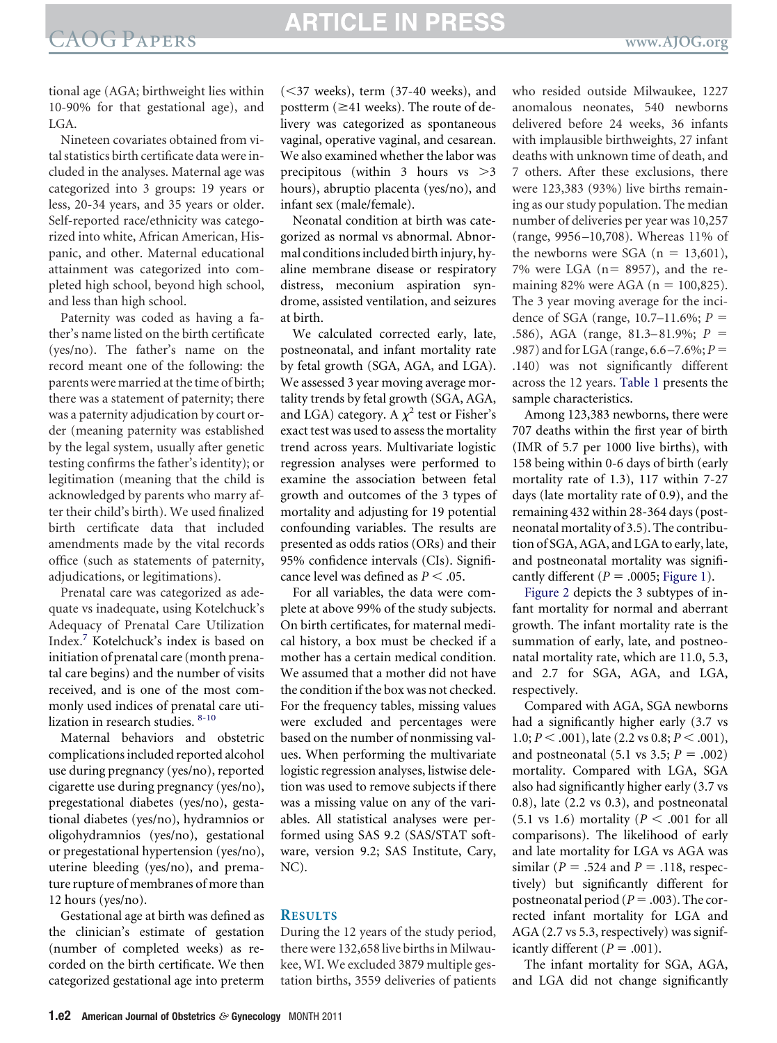tional age (AGA; birthweight lies within 10-90% for that gestational age), and LGA.

Nineteen covariates obtained from vital statistics birth certificate data were included in the analyses. Maternal age was categorized into 3 groups: 19 years or less, 20-34 years, and 35 years or older. Self-reported race/ethnicity was categorized into white, African American, Hispanic, and other. Maternal educational attainment was categorized into completed high school, beyond high school, and less than high school.

Paternity was coded as having a father's name listed on the birth certificate (yes/no). The father's name on the record meant one of the following: the parents were married at the time of birth; there was a statement of paternity; there was a paternity adjudication by court order (meaning paternity was established by the legal system, usually after genetic testing confirms the father's identity); or legitimation (meaning that the child is acknowledged by parents who marry after their child's birth). We used finalized birth certificate data that included amendments made by the vital records office (such as statements of paternity, adjudications, or legitimations).

Prenatal care was categorized as adequate vs inadequate, using Kotelchuck's Adequacy of Prenatal Care Utilization Index.[7] Kotelchuck's index is based on initiation of prenatal care (month prenatal care begins) and the number of visits received, and is one of the most commonly used indices of prenatal care utilization in research studies.[8-10]

Maternal behaviors and obstetric complications included reported alcohol use during pregnancy (yes/no), reported cigarette use during pregnancy (yes/no), pregestational diabetes (yes/no), gestational diabetes (yes/no), hydramnios or oligohydramnios (yes/no), gestational or pregestational hypertension (yes/no), uterine bleeding (yes/no), and premature rupture of membranes of more than 12 hours (yes/no).

Gestational age at birth was defined as the clinician's estimate of gestation (number of completed weeks) as recorded on the birth certificate. We then categorized gestational age into preterm (<37 weeks), term (37-40 weeks), and postterm (≥41 weeks). The route of delivery was categorized as spontaneous vaginal, operative vaginal, and cesarean. We also examined whether the labor was precipitous (within 3 hours vs >3 hours), abruptio placenta (yes/no), and infant sex (male/female).

Neonatal condition at birth was categorized as normal vs abnormal. Abnormal conditions included birth injury, hyaline membrane disease or respiratory distress, meconium aspiration syndrome, assisted ventilation, and seizures at birth.

We calculated corrected early, late, postneonatal, and infant mortality rate by fetal growth (SGA, AGA, and LGA). We assessed 3 year moving average mortality trends by fetal growth (SGA, AGA, and LGA) category. A $\chi^2$ test or Fisher's exact test was used to assess the mortality trend across years. Multivariate logistic regression analyses were performed to examine the association between fetal growth and outcomes of the 3 types of mortality and adjusting for 19 potential confounding variables. The results are presented as odds ratios (ORs) and their 95% confidence intervals (CIs). Significance level was defined as $P < .05$.

For all variables, the data were complete at above 99% of the study subjects. On birth certificates, for maternal medical history, a box must be checked if a mother has a certain medical condition. We assumed that a mother did not have the condition if the box was not checked. For the frequency tables, missing values were excluded and percentages were based on the number of nonmissing values. When performing the multivariate logistic regression analyses, listwise deletion was used to remove subjects if there was a missing value on any of the variables. All statistical analyses were performed using SAS 9.2 (SAS/STAT software, version 9.2; SAS Institute, Cary, NC).

## Results

During the 12 years of the study period, there were 132,658 live births in Milwaukee, WI. We excluded 3879 multiple gestation births, 3559 deliveries of patients who resided outside Milwaukee, 1227 anomalous neonates, 540 newborns delivered before 24 weeks, 36 infants with implausible birthweights, 27 infant deaths with unknown time of death, and 7 others. After these exclusions, there were 123,383 (93%) live births remaining as our study population. The median number of deliveries per year was 10,257 (range, 9956–10,708). Whereas 11% of the newborns were SGA (n = 13,601), 7% were LGA (n= 8957), and the remaining 82% were AGA (n = 100,825). The 3 year moving average for the incidence of SGA (range, 10.7–11.6%; $P$ = .586), AGA (range, 81.3–81.9%; $P$ = .987) and for LGA (range, 6.6–7.6%; $P$ = .140) was not significantly different across the 12 years. Table 1 presents the sample characteristics.

Among 123,383 newborns, there were 707 deaths within the first year of birth (IMR of 5.7 per 1000 live births), with 158 being within 0-6 days of birth (early mortality rate of 1.3), 117 within 7-27 days (late mortality rate of 0.9), and the remaining 432 within 28-364 days (postneonatal mortality of 3.5). The contribution of SGA, AGA, and LGA to early, late, and postneonatal mortality was significantly different ($P$ = .0005; Figure 1).

Figure 2 depicts the 3 subtypes of infant mortality for normal and aberrant growth. The infant mortality rate is the summation of early, late, and postneonatal mortality rate, which are 11.0, 5.3, and 2.7 for SGA, AGA, and LGA, respectively.

Compared with AGA, SGA newborns had a significantly higher early (3.7 vs 1.0; $P < .001$), late (2.2 vs 0.8; $P < .001$), and postneonatal (5.1 vs 3.5; $P$ = .002) mortality. Compared with LGA, SGA also had significantly higher early (3.7 vs 0.8), late (2.2 vs 0.3), and postneonatal (5.1 vs 1.6) mortality ($P < .001$ for all comparisons). The likelihood of early and late mortality for LGA vs AGA was similar ($P$ = .524 and $P$ = .118, respectively) but significantly different for postneonatal period ($P$ = .003). The corrected infant mortality for LGA and AGA (2.7 vs 5.3, respectively) was significantly different ($P$ = .001).

The infant mortality for SGA, AGA, and LGA did not change significantly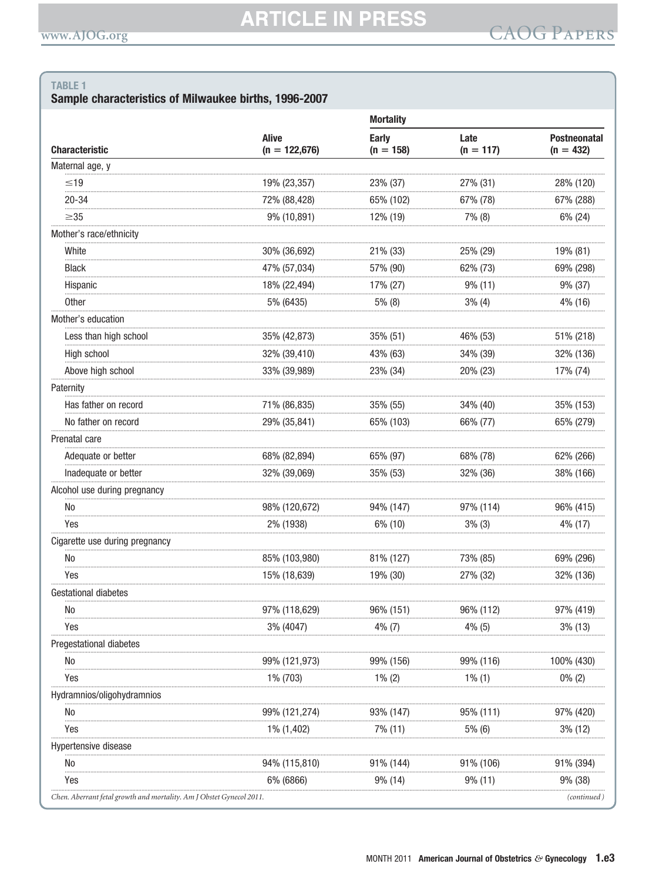**TABLE 1**
**Sample characteristics of Milwaukee births, 1996-2007**

| Characteristic | Alive (n = 122,676) | Mortality | | |
|---|---|---|---|---|
| | | Early (n = 158) | Late (n = 117) | Postneonatal (n = 432) |
| Maternal age, y | | | | |
| ≤19 | 19% (23,357) | 23% (37) | 27% (31) | 28% (120) |
| 20-34 | 72% (88,428) | 65% (102) | 67% (78) | 67% (288) |
| ≥35 | 9% (10,891) | 12% (19) | 7% (8) | 6% (24) |
| Mother's race/ethnicity | | | | |
| White | 30% (36,692) | 21% (33) | 25% (29) | 19% (81) |
| Black | 47% (57,034) | 57% (90) | 62% (73) | 69% (298) |
| Hispanic | 18% (22,494) | 17% (27) | 9% (11) | 9% (37) |
| Other | 5% (6435) | 5% (8) | 3% (4) | 4% (16) |
| Mother's education | | | | |
| Less than high school | 35% (42,873) | 35% (51) | 46% (53) | 51% (218) |
| High school | 32% (39,410) | 43% (63) | 34% (39) | 32% (136) |
| Above high school | 33% (39,989) | 23% (34) | 20% (23) | 17% (74) |
| Paternity | | | | |
| Has father on record | 71% (86,835) | 35% (55) | 34% (40) | 35% (153) |
| No father on record | 29% (35,841) | 65% (103) | 66% (77) | 65% (279) |
| Prenatal care | | | | |
| Adequate or better | 68% (82,894) | 65% (97) | 68% (78) | 62% (266) |
| Inadequate or better | 32% (39,069) | 35% (53) | 32% (36) | 38% (166) |
| Alcohol use during pregnancy | | | | |
| No | 98% (120,672) | 94% (147) | 97% (114) | 96% (415) |
| Yes | 2% (1938) | 6% (10) | 3% (3) | 4% (17) |
| Cigarette use during pregnancy | | | | |
| No | 85% (103,980) | 81% (127) | 73% (85) | 69% (296) |
| Yes | 15% (18,639) | 19% (30) | 27% (32) | 32% (136) |
| Gestational diabetes | | | | |
| No | 97% (118,629) | 96% (151) | 96% (112) | 97% (419) |
| Yes | 3% (4047) | 4% (7) | 4% (5) | 3% (13) |
| Pregestational diabetes | | | | |
| No | 99% (121,973) | 99% (156) | 99% (116) | 100% (430) |
| Yes | 1% (703) | 1% (2) | 1% (1) | 0% (2) |
| Hydramnios/oligohydramnios | | | | |
| No | 99% (121,274) | 93% (147) | 95% (111) | 97% (420) |
| Yes | 1% (1,402) | 7% (11) | 5% (6) | 3% (12) |
| Hypertensive disease | | | | |
| No | 94% (115,810) | 91% (144) | 91% (106) | 91% (394) |
| Yes | 6% (6866) | 9% (14) | 9% (11) | 9% (38) |

*Chen. Aberrant fetal growth and mortality. Am J Obstet Gynecol 2011.* *(continued)*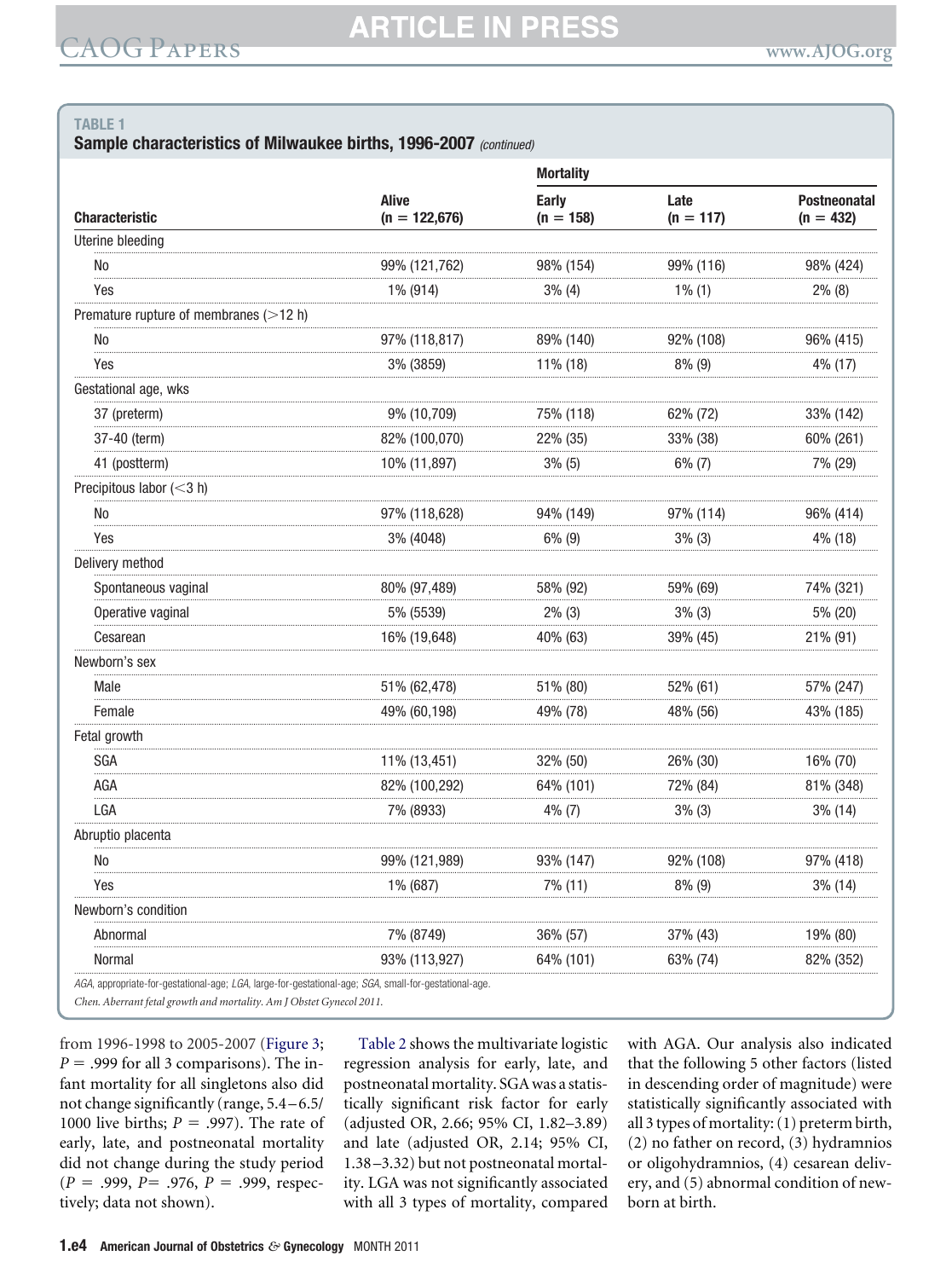**TABLE 1**
**Sample characteristics of Milwaukee births, 1996-2007** *(continued)*

| Characteristic | Alive (n = 122,676) | Mortality | | |
|---|---|---|---|---|
| | | Early (n = 158) | Late (n = 117) | Postneonatal (n = 432) |
| Uterine bleeding | | | | |
| No | 99% (121,762) | 98% (154) | 99% (116) | 98% (424) |
| Yes | 1% (914) | 3% (4) | 1% (1) | 2% (8) |
| Premature rupture of membranes (>12 h) | | | | |
| No | 97% (118,817) | 89% (140) | 92% (108) | 96% (415) |
| Yes | 3% (3859) | 11% (18) | 8% (9) | 4% (17) |
| Gestational age, wks | | | | |
| 37 (preterm) | 9% (10,709) | 75% (118) | 62% (72) | 33% (142) |
| 37-40 (term) | 82% (100,070) | 22% (35) | 33% (38) | 60% (261) |
| 41 (postterm) | 10% (11,897) | 3% (5) | 6% (7) | 7% (29) |
| Precipitous labor (<3 h) | | | | |
| No | 97% (118,628) | 94% (149) | 97% (114) | 96% (414) |
| Yes | 3% (4048) | 6% (9) | 3% (3) | 4% (18) |
| Delivery method | | | | |
| Spontaneous vaginal | 80% (97,489) | 58% (92) | 59% (69) | 74% (321) |
| Operative vaginal | 5% (5539) | 2% (3) | 3% (3) | 5% (20) |
| Cesarean | 16% (19,648) | 40% (63) | 39% (45) | 21% (91) |
| Newborn's sex | | | | |
| Male | 51% (62,478) | 51% (80) | 52% (61) | 57% (247) |
| Female | 49% (60,198) | 49% (78) | 48% (56) | 43% (185) |
| Fetal growth | | | | |
| SGA | 11% (13,451) | 32% (50) | 26% (30) | 16% (70) |
| AGA | 82% (100,292) | 64% (101) | 72% (84) | 81% (348) |
| LGA | 7% (8933) | 4% (7) | 3% (3) | 3% (14) |
| Abruptio placenta | | | | |
| No | 99% (121,989) | 93% (147) | 92% (108) | 97% (418) |
| Yes | 1% (687) | 7% (11) | 8% (9) | 3% (14) |
| Newborn's condition | | | | |
| Abnormal | 7% (8749) | 36% (57) | 37% (43) | 19% (80) |
| Normal | 93% (113,927) | 64% (101) | 63% (74) | 82% (352) |

*AGA*, appropriate-for-gestational-age; *LGA*, large-for-gestational-age; *SGA*, small-for-gestational-age.

*Chen. Aberrant fetal growth and mortality. Am J Obstet Gynecol 2011.*

from 1996-1998 to 2005-2007 (Figure 3; $P = .999$ for all 3 comparisons). The infant mortality for all singletons also did not change significantly (range, 5.4–6.5/1000 live births; $P = .997$). The rate of early, late, and postneonatal mortality did not change during the study period ($P = .999$, $P = .976$, $P = .999$, respectively; data not shown).

Table 2 shows the multivariate logistic regression analysis for early, late, and postneonatal mortality. SGA was a statistically significant risk factor for early (adjusted OR, 2.66; 95% CI, 1.82–3.89) and late (adjusted OR, 2.14; 95% CI, 1.38–3.32) but not postneonatal mortality. LGA was not significantly associated with all 3 types of mortality, compared with AGA. Our analysis also indicated that the following 5 other factors (listed in descending order of magnitude) were statistically significantly associated with all 3 types of mortality: (1) preterm birth, (2) no father on record, (3) hydramnios or oligohydramnios, (4) cesarean delivery, and (5) abnormal condition of newborn at birth.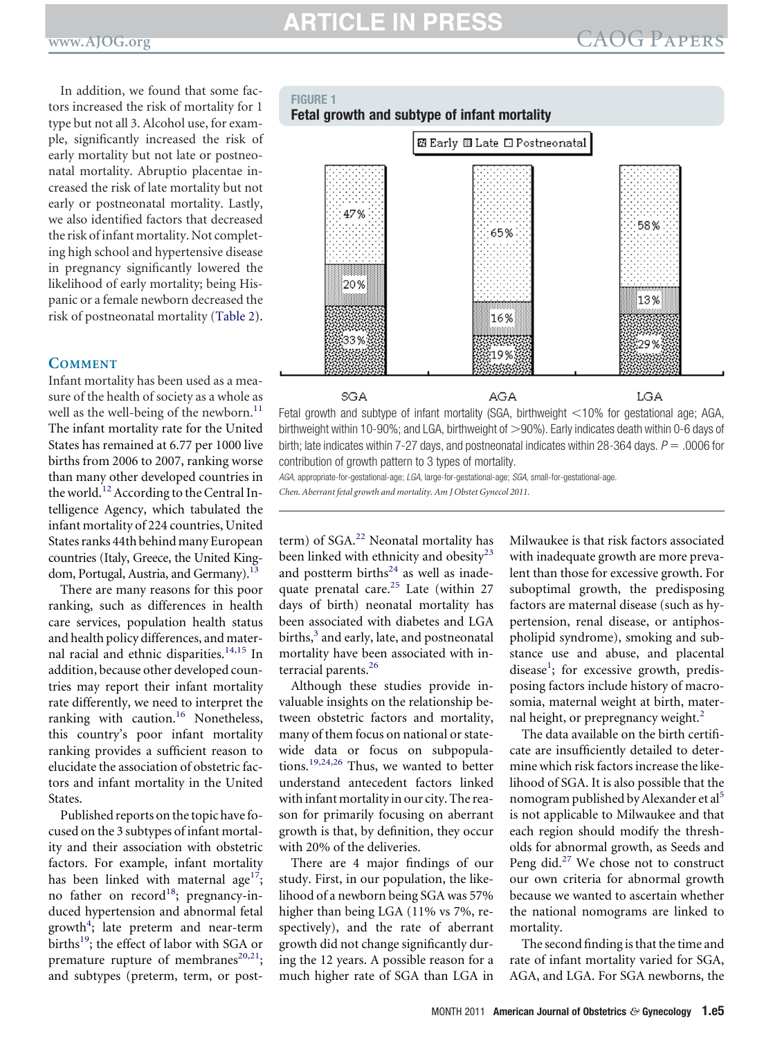In addition, we found that some factors increased the risk of mortality for 1 type but not all 3. Alcohol use, for example, significantly increased the risk of early mortality but not late or postneonatal mortality. Abruptio placentae increased the risk of late mortality but not early or postneonatal mortality. Lastly, we also identified factors that decreased the risk of infant mortality. Not completing high school and hypertensive disease in pregnancy significantly lowered the likelihood of early mortality; being Hispanic or a female newborn decreased the risk of postneonatal mortality (Table 2).

## Comment

Infant mortality has been used as a measure of the health of society as a whole as well as the well-being of the newborn.[11] The infant mortality rate for the United States has remained at 6.77 per 1000 live births from 2006 to 2007, ranking worse than many other developed countries in the world.[12] According to the Central Intelligence Agency, which tabulated the infant mortality of 224 countries, United States ranks 44th behind many European countries (Italy, Greece, the United Kingdom, Portugal, Austria, and Germany).[13]

There are many reasons for this poor ranking, such as differences in health care services, population health status and health policy differences, and maternal racial and ethnic disparities.[14,15] In addition, because other developed countries may report their infant mortality rate differently, we need to interpret the ranking with caution.[16] Nonetheless, this country's poor infant mortality ranking provides a sufficient reason to elucidate the association of obstetric factors and infant mortality in the United States.

Published reports on the topic have focused on the 3 subtypes of infant mortality and their association with obstetric factors. For example, infant mortality has been linked with maternal age[17]; no father on record[18]; pregnancy-induced hypertension and abnormal fetal growth[4]; late preterm and near-term births[19]; the effect of labor with SGA or premature rupture of membranes[20,21]; and subtypes (preterm, term, or postterm) of SGA.[22] Neonatal mortality has been linked with ethnicity and obesity[23] and postterm births[24] as well as inadequate prenatal care.[25] Late (within 27 days of birth) neonatal mortality has been associated with diabetes and LGA births,[3] and early, late, and postneonatal mortality have been associated with interracial parents.[26]

Although these studies provide invaluable insights on the relationship between obstetric factors and mortality, many of them focus on national or statewide data or focus on subpopulations.[19,24,26] Thus, we wanted to better understand antecedent factors linked with infant mortality in our city. The reason for primarily focusing on aberrant growth is that, by definition, they occur with 20% of the deliveries.

There are 4 major findings of our study. First, in our population, the likelihood of a newborn being SGA was 57% higher than being LGA (11% vs 7%, respectively), and the rate of aberrant growth did not change significantly during the 12 years. A possible reason for a much higher rate of SGA than LGA in Milwaukee is that risk factors associated with inadequate growth are more prevalent than those for excessive growth. For suboptimal growth, the predisposing factors are maternal disease (such as hypertension, renal disease, or antiphospholipid syndrome), smoking and substance use and abuse, and placental disease[1]; for excessive growth, predisposing factors include history of macrosomia, maternal weight at birth, maternal height, or prepregnancy weight.[2]

The data available on the birth certificate are insufficiently detailed to determine which risk factors increase the likelihood of SGA. It is also possible that the nomogram published by Alexander et al[5] is not applicable to Milwaukee and that each region should modify the thresholds for abnormal growth, as Seeds and Peng did.[27] We chose not to construct our own criteria for abnormal growth because we wanted to ascertain whether the national nomograms are linked to mortality.

The second finding is that the time and rate of infant mortality varied for SGA, AGA, and LGA. For SGA newborns, the

**FIGURE 1**
**Fetal growth and subtype of infant mortality**

| | SGA | AGA | LGA |
|---|---|---|---|
| Early | 33% | 19% | 29% |
| Late | 20% | 16% | 13% |
| Postneonatal | 47% | 65% | 58% |

Fetal growth and subtype of infant mortality (SGA, birthweight <10% for gestational age; AGA, birthweight within 10-90%; and LGA, birthweight of >90%). Early indicates death within 0-6 days of birth; late indicates within 7-27 days, and postneonatal indicates within 28-364 days. $P = .0006$ for contribution of growth pattern to 3 types of mortality.

*AGA*, appropriate-for-gestational-age; *LGA*, large-for-gestational-age; *SGA*, small-for-gestational-age.

*Chen. Aberrant fetal growth and mortality. Am J Obstet Gynecol 2011.*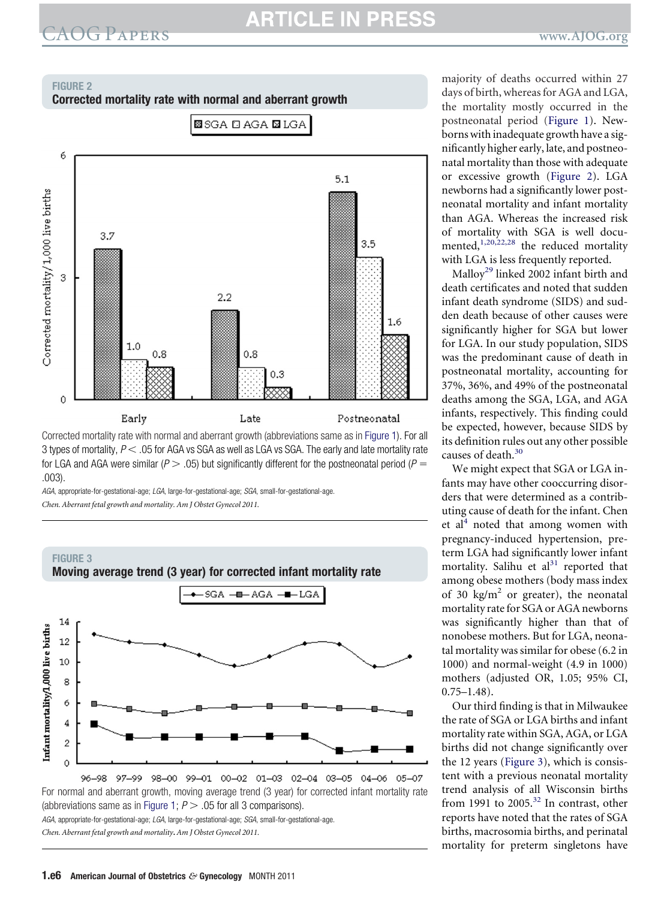**FIGURE 2**
**Corrected mortality rate with normal and aberrant growth**

Corrected mortality rate with normal and aberrant growth (abbreviations same as in Figure 1). For all 3 types of mortality, $P < .05$ for AGA vs SGA as well as LGA vs SGA. The early and late mortality rate for LGA and AGA were similar ($P > .05$) but significantly different for the postneonatal period ($P = .003$).

*AGA*, appropriate-for-gestational-age; *LGA*, large-for-gestational-age; *SGA*, small-for-gestational-age.

*Chen. Aberrant fetal growth and mortality. Am J Obstet Gynecol 2011.*

**FIGURE 3**
**Moving average trend (3 year) for corrected infant mortality rate**

For normal and aberrant growth, moving average trend (3 year) for corrected infant mortality rate (abbreviations same as in Figure 1; $P > .05$ for all 3 comparisons).

*AGA*, appropriate-for-gestational-age; *LGA*, large-for-gestational-age; *SGA*, small-for-gestational-age.

*Chen. Aberrant fetal growth and mortality. Am J Obstet Gynecol 2011.*

majority of deaths occurred within 27 days of birth, whereas for AGA and LGA, the mortality mostly occurred in the postneonatal period (Figure 1). Newborns with inadequate growth have a significantly higher early, late, and postneonatal mortality than those with adequate or excessive growth (Figure 2). LGA newborns had a significantly lower postneonatal mortality and infant mortality than AGA. Whereas the increased risk of mortality with SGA is well documented,[1,20,22,28] the reduced mortality with LGA is less frequently reported.

Malloy[29] linked 2002 infant birth and death certificates and noted that sudden infant death syndrome (SIDS) and sudden death because of other causes were significantly higher for SGA but lower for LGA. In our study population, SIDS was the predominant cause of death in postneonatal mortality, accounting for 37%, 36%, and 49% of the postneonatal deaths among the SGA, LGA, and AGA infants, respectively. This finding could be expected, however, because SIDS by its definition rules out any other possible causes of death.[30]

We might expect that SGA or LGA infants may have other cooccurring disorders that were determined as a contributing cause of death for the infant. Chen et al[4] noted that among women with pregnancy-induced hypertension, preterm LGA had significantly lower infant mortality. Salihu et al[31] reported that among obese mothers (body mass index of 30 kg/m$^2$ or greater), the neonatal mortality rate for SGA or AGA newborns was significantly higher than that of nonobese mothers. But for LGA, neonatal mortality was similar for obese (6.2 in 1000) and normal-weight (4.9 in 1000) mothers (adjusted OR, 1.05; 95% CI, 0.75–1.48).

Our third finding is that in Milwaukee the rate of SGA or LGA births and infant mortality rate within SGA, AGA, or LGA births did not change significantly over the 12 years (Figure 3), which is consistent with a previous neonatal mortality trend analysis of all Wisconsin births from 1991 to 2005.[32] In contrast, other reports have noted that the rates of SGA births, macrosomia births, and perinatal mortality for preterm singletons have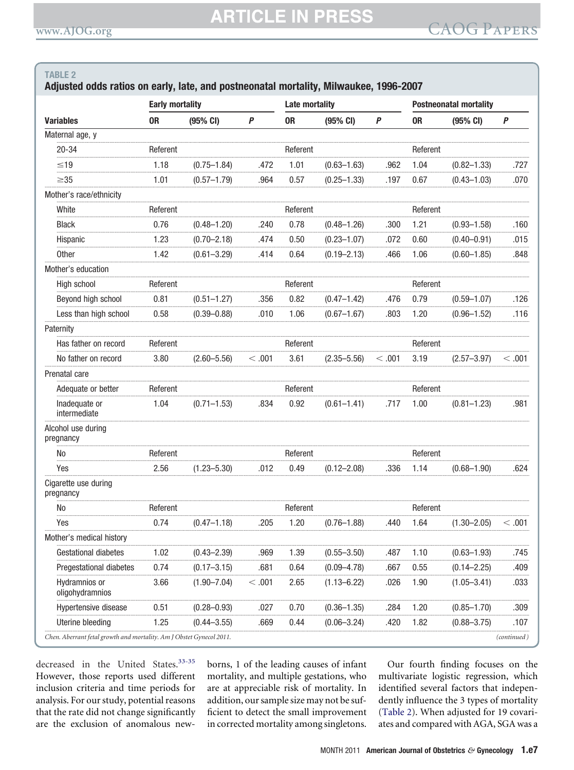**TABLE 2**

**Adjusted odds ratios on early, late, and postneonatal mortality, Milwaukee, 1996-2007**

| Variables | Early mortality | | | Late mortality | | | Postneonatal mortality | | |
|---|---|---|---|---|---|---|---|---|---|
| | OR | (95% CI) | *P* | OR | (95% CI) | *P* | OR | (95% CI) | *P* |
| Maternal age, y | | | | | | | | | |
| 20-34 | Referent | | | Referent | | | Referent | | |
| ≤19 | 1.18 | (0.75–1.84) | .472 | 1.01 | (0.63–1.63) | .962 | 1.04 | (0.82–1.33) | .727 |
| ≥35 | 1.01 | (0.57–1.79) | .964 | 0.57 | (0.25–1.33) | .197 | 0.67 | (0.43–1.03) | .070 |
| Mother's race/ethnicity | | | | | | | | | |
| White | Referent | | | Referent | | | Referent | | |
| Black | 0.76 | (0.48–1.20) | .240 | 0.78 | (0.48–1.26) | .300 | 1.21 | (0.93–1.58) | .160 |
| Hispanic | 1.23 | (0.70–2.18) | .474 | 0.50 | (0.23–1.07) | .072 | 0.60 | (0.40–0.91) | .015 |
| Other | 1.42 | (0.61–3.29) | .414 | 0.64 | (0.19–2.13) | .466 | 1.06 | (0.60–1.85) | .848 |
| Mother's education | | | | | | | | | |
| High school | Referent | | | Referent | | | Referent | | |
| Beyond high school | 0.81 | (0.51–1.27) | .356 | 0.82 | (0.47–1.42) | .476 | 0.79 | (0.59–1.07) | .126 |
| Less than high school | 0.58 | (0.39–0.88) | .010 | 1.06 | (0.67–1.67) | .803 | 1.20 | (0.96–1.52) | .116 |
| Paternity | | | | | | | | | |
| Has father on record | Referent | | | Referent | | | Referent | | |
| No father on record | 3.80 | (2.60–5.56) | < .001 | 3.61 | (2.35–5.56) | < .001 | 3.19 | (2.57–3.97) | < .001 |
| Prenatal care | | | | | | | | | |
| Adequate or better | Referent | | | Referent | | | Referent | | |
| Inadequate or intermediate | 1.04 | (0.71–1.53) | .834 | 0.92 | (0.61–1.41) | .717 | 1.00 | (0.81–1.23) | .981 |
| Alcohol use during pregnancy | | | | | | | | | |
| No | Referent | | | Referent | | | Referent | | |
| Yes | 2.56 | (1.23–5.30) | .012 | 0.49 | (0.12–2.08) | .336 | 1.14 | (0.68–1.90) | .624 |
| Cigarette use during pregnancy | | | | | | | | | |
| No | Referent | | | Referent | | | Referent | | |
| Yes | 0.74 | (0.47–1.18) | .205 | 1.20 | (0.76–1.88) | .440 | 1.64 | (1.30–2.05) | < .001 |
| Mother's medical history | | | | | | | | | |
| Gestational diabetes | 1.02 | (0.43–2.39) | .969 | 1.39 | (0.55–3.50) | .487 | 1.10 | (0.63–1.93) | .745 |
| Pregestational diabetes | 0.74 | (0.17–3.15) | .681 | 0.64 | (0.09–4.78) | .667 | 0.55 | (0.14–2.25) | .409 |
| Hydramnios or oligohydramnios | 3.66 | (1.90–7.04) | < .001 | 2.65 | (1.13–6.22) | .026 | 1.90 | (1.05–3.41) | .033 |
| Hypertensive disease | 0.51 | (0.28–0.93) | .027 | 0.70 | (0.36–1.35) | .284 | 1.20 | (0.85–1.70) | .309 |
| Uterine bleeding | 1.25 | (0.44–3.55) | .669 | 0.44 | (0.06–3.24) | .420 | 1.82 | (0.88–3.75) | .107 |

*Chen. Aberrant fetal growth and mortality. Am J Obstet Gynecol 2011.* *(continued)*

decreased in the United States.[33-35] However, those reports used different inclusion criteria and time periods for analysis. For our study, potential reasons that the rate did not change significantly are the exclusion of anomalous newborns, 1 of the leading causes of infant mortality, and multiple gestations, who are at appreciable risk of mortality. In addition, our sample size may not be sufficient to detect the small improvement in corrected mortality among singletons.

Our fourth finding focuses on the multivariate logistic regression, which identified several factors that independently influence the 3 types of mortality (Table 2). When adjusted for 19 covariates and compared with AGA, SGA was a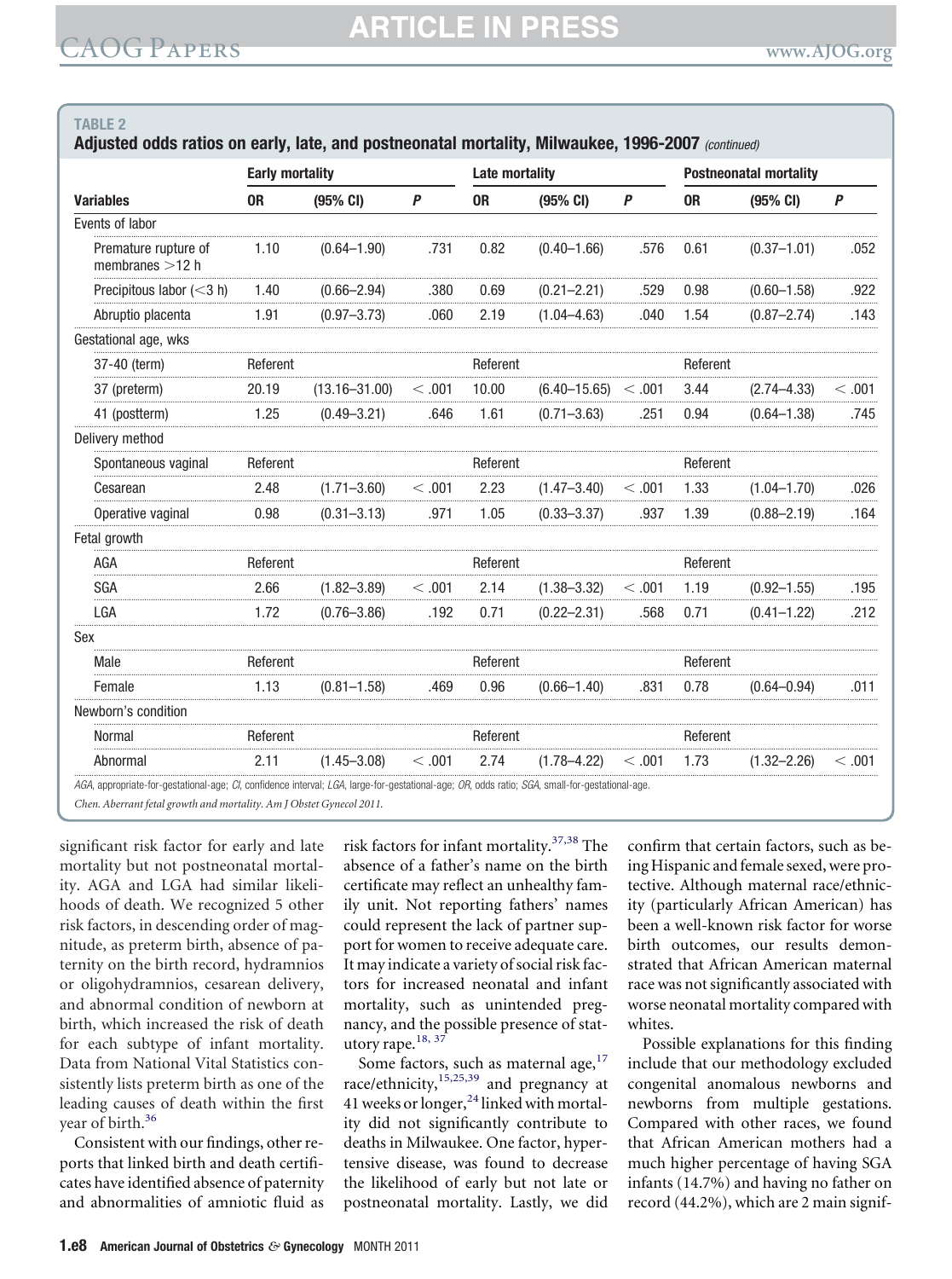**TABLE 2**

**Adjusted odds ratios on early, late, and postneonatal mortality, Milwaukee, 1996-2007** *(continued)*

| Variables | Early mortality | | | Late mortality | | | Postneonatal mortality | | |
|---|---|---|---|---|---|---|---|---|---|
| | OR | (95% CI) | *P* | OR | (95% CI) | *P* | OR | (95% CI) | *P* |
| Events of labor | | | | | | | | | |
| Premature rupture of membranes >12 h | 1.10 | (0.64–1.90) | .731 | 0.82 | (0.40–1.66) | .576 | 0.61 | (0.37–1.01) | .052 |
| Precipitous labor (<3 h) | 1.40 | (0.66–2.94) | .380 | 0.69 | (0.21–2.21) | .529 | 0.98 | (0.60–1.58) | .922 |
| Abruptio placenta | 1.91 | (0.97–3.73) | .060 | 2.19 | (1.04–4.63) | .040 | 1.54 | (0.87–2.74) | .143 |
| Gestational age, wks | | | | | | | | | |
| 37-40 (term) | Referent | | | Referent | | | Referent | | |
| 37 (preterm) | 20.19 | (13.16–31.00) | < .001 | 10.00 | (6.40–15.65) | < .001 | 3.44 | (2.74–4.33) | < .001 |
| 41 (postterm) | 1.25 | (0.49–3.21) | .646 | 1.61 | (0.71–3.63) | .251 | 0.94 | (0.64–1.38) | .745 |
| Delivery method | | | | | | | | | |
| Spontaneous vaginal | Referent | | | Referent | | | Referent | | |
| Cesarean | 2.48 | (1.71–3.60) | < .001 | 2.23 | (1.47–3.40) | < .001 | 1.33 | (1.04–1.70) | .026 |
| Operative vaginal | 0.98 | (0.31–3.13) | .971 | 1.05 | (0.33–3.37) | .937 | 1.39 | (0.88–2.19) | .164 |
| Fetal growth | | | | | | | | | |
| AGA | Referent | | | Referent | | | Referent | | |
| SGA | 2.66 | (1.82–3.89) | < .001 | 2.14 | (1.38–3.32) | < .001 | 1.19 | (0.92–1.55) | .195 |
| LGA | 1.72 | (0.76–3.86) | .192 | 0.71 | (0.22–2.31) | .568 | 0.71 | (0.41–1.22) | .212 |
| Sex | | | | | | | | | |
| Male | Referent | | | Referent | | | Referent | | |
| Female | 1.13 | (0.81–1.58) | .469 | 0.96 | (0.66–1.40) | .831 | 0.78 | (0.64–0.94) | .011 |
| Newborn's condition | | | | | | | | | |
| Normal | Referent | | | Referent | | | Referent | | |
| Abnormal | 2.11 | (1.45–3.08) | < .001 | 2.74 | (1.78–4.22) | < .001 | 1.73 | (1.32–2.26) | < .001 |

*AGA*, appropriate-for-gestational-age; *CI*, confidence interval; *LGA*, large-for-gestational-age; *OR*, odds ratio; *SGA*, small-for-gestational-age.

*Chen. Aberrant fetal growth and mortality. Am J Obstet Gynecol 2011.*

significant risk factor for early and late mortality but not postneonatal mortality. AGA and LGA had similar likelihoods of death. We recognized 5 other risk factors, in descending order of magnitude, as preterm birth, absence of paternity on the birth record, hydramnios or oligohydramnios, cesarean delivery, and abnormal condition of newborn at birth, which increased the risk of death for each subtype of infant mortality. Data from National Vital Statistics consistently lists preterm birth as one of the leading causes of death within the first year of birth.[36]

Consistent with our findings, other reports that linked birth and death certificates have identified absence of paternity and abnormalities of amniotic fluid as risk factors for infant mortality.[37,38] The absence of a father's name on the birth certificate may reflect an unhealthy family unit. Not reporting fathers' names could represent the lack of partner support for women to receive adequate care. It may indicate a variety of social risk factors for increased neonatal and infant mortality, such as unintended pregnancy, and the possible presence of statutory rape.[18, 37]

Some factors, such as maternal age,[17] race/ethnicity,[15,25,39] and pregnancy at 41 weeks or longer,[24] linked with mortality did not significantly contribute to deaths in Milwaukee. One factor, hypertensive disease, was found to decrease the likelihood of early but not late or postneonatal mortality. Lastly, we did confirm that certain factors, such as being Hispanic and female sexed, were protective. Although maternal race/ethnicity (particularly African American) has been a well-known risk factor for worse birth outcomes, our results demonstrated that African American maternal race was not significantly associated with worse neonatal mortality compared with whites.

Possible explanations for this finding include that our methodology excluded congenital anomalous newborns and newborns from multiple gestations. Compared with other races, we found that African American mothers had a much higher percentage of having SGA infants (14.7%) and having no father on record (44.2%), which are 2 main signif-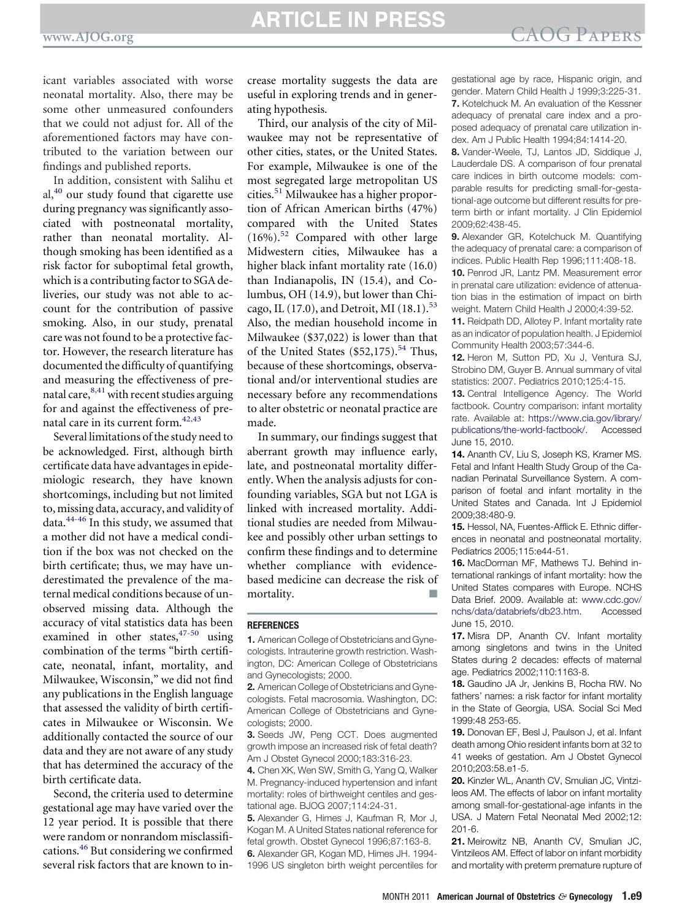icant variables associated with worse neonatal mortality. Also, there may be some other unmeasured confounders that we could not adjust for. All of the aforementioned factors may have contributed to the variation between our findings and published reports.

In addition, consistent with Salihu et al,[40] our study found that cigarette use during pregnancy was significantly associated with postneonatal mortality, rather than neonatal mortality. Although smoking has been identified as a risk factor for suboptimal fetal growth, which is a contributing factor to SGA deliveries, our study was not able to account for the contribution of passive smoking. Also, in our study, prenatal care was not found to be a protective factor. However, the research literature has documented the difficulty of quantifying and measuring the effectiveness of prenatal care,[8,41] with recent studies arguing for and against the effectiveness of prenatal care in its current form.[42,43]

Several limitations of the study need to be acknowledged. First, although birth certificate data have advantages in epidemiologic research, they have known shortcomings, including but not limited to, missing data, accuracy, and validity of data.[44-46] In this study, we assumed that a mother did not have a medical condition if the box was not checked on the birth certificate; thus, we may have underestimated the prevalence of the maternal medical conditions because of unobserved missing data. Although the accuracy of vital statistics data has been examined in other states,[47-50] using combination of the terms "birth certificate, neonatal, infant, mortality, and Milwaukee, Wisconsin," we did not find any publications in the English language that assessed the validity of birth certificates in Milwaukee or Wisconsin. We additionally contacted the source of our data and they are not aware of any study that has determined the accuracy of the birth certificate data.

Second, the criteria used to determine gestational age may have varied over the 12 year period. It is possible that there were random or nonrandom misclassifications.[46] But considering we confirmed several risk factors that are known to increase mortality suggests the data are useful in exploring trends and in generating hypothesis.

Third, our analysis of the city of Milwaukee may not be representative of other cities, states, or the United States. For example, Milwaukee is one of the most segregated large metropolitan US cities.[51] Milwaukee has a higher proportion of African American births (47%) compared with the United States (16%).[52] Compared with other large Midwestern cities, Milwaukee has a higher black infant mortality rate (16.0) than Indianapolis, IN (15.4), and Columbus, OH (14.9), but lower than Chicago, IL (17.0), and Detroit, MI (18.1).[53] Also, the median household income in Milwaukee ($37,022) is lower than that of the United States ($52,175).[54] Thus, because of these shortcomings, observational and/or interventional studies are necessary before any recommendations to alter obstetric or neonatal practice are made.

In summary, our findings suggest that aberrant growth may influence early, late, and postneonatal mortality differently. When the analysis adjusts for confounding variables, SGA but not LGA is linked with increased mortality. Additional studies are needed from Milwaukee and possibly other urban settings to confirm these findings and to determine whether compliance with evidence-based medicine can decrease the risk of mortality. ■

## REFERENCES

1. American College of Obstetricians and Gynecologists. Intrauterine growth restriction. Washington, DC: American College of Obstetricians and Gynecologists; 2000.
2. American College of Obstetricians and Gynecologists. Fetal macrosomia. Washington, DC: American College of Obstetricians and Gynecologists; 2000.
3. Seeds JW, Peng CCT. Does augmented growth impose an increased risk of fetal death? Am J Obstet Gynecol 2000;183:316-23.
4. Chen XK, Wen SW, Smith G, Yang Q, Walker M. Pregnancy-induced hypertension and infant mortality: roles of birthweight centiles and gestational age. BJOG 2007;114:24-31.
5. Alexander G, Himes J, Kaufman R, Mor J, Kogan M. A United States national reference for fetal growth. Obstet Gynecol 1996;87:163-8.
6. Alexander GR, Kogan MD, Himes JH. 1994-1996 US singleton birth weight percentiles for gestational age by race, Hispanic origin, and gender. Matern Child Health J 1999;3:225-31.
7. Kotelchuck M. An evaluation of the Kessner adequacy of prenatal care index and a proposed adequacy of prenatal care utilization index. Am J Public Health 1994;84:1414-20.
8. Vander-Weele, TJ, Lantos JD, Siddique J, Lauderdale DS. A comparison of four prenatal care indices in birth outcome models: comparable results for predicting small-for-gestational-age outcome but different results for preterm birth or infant mortality. J Clin Epidemiol 2009;62:438-45.
9. Alexander GR, Kotelchuck M. Quantifying the adequacy of prenatal care: a comparison of indices. Public Health Rep 1996;111:408-18.
10. Penrod JR, Lantz PM. Measurement error in prenatal care utilization: evidence of attenuation bias in the estimation of impact on birth weight. Matern Child Health J 2000;4:39-52.
11. Reidpath DD, Allotey P. Infant mortality rate as an indicator of population health. J Epidemiol Community Health 2003;57:344-6.
12. Heron M, Sutton PD, Xu J, Ventura SJ, Strobino DM, Guyer B. Annual summary of vital statistics: 2007. Pediatrics 2010;125:4-15.
13. Central Intelligence Agency. The World factbook. Country comparison: infant mortality rate. Available at: https://www.cia.gov/library/publications/the-world-factbook/. Accessed June 15, 2010.
14. Ananth CV, Liu S, Joseph KS, Kramer MS. Fetal and Infant Health Study Group of the Canadian Perinatal Surveillance System. A comparison of foetal and infant mortality in the United States and Canada. Int J Epidemiol 2009;38:480-9.
15. Hessol, NA, Fuentes-Afflick E. Ethnic differences in neonatal and postneonatal mortality. Pediatrics 2005;115:e44-51.
16. MacDorman MF, Mathews TJ. Behind international rankings of infant mortality: how the United States compares with Europe. NCHS Data Brief. 2009. Available at: www.cdc.gov/nchs/data/databriefs/db23.htm. Accessed June 15, 2010.
17. Misra DP, Ananth CV. Infant mortality among singletons and twins in the United States during 2 decades: effects of maternal age. Pediatrics 2002;110:1163-8.
18. Gaudino JA Jr, Jenkins B, Rocha RW. No fathers' names: a risk factor for infant mortality in the State of Georgia, USA. Social Sci Med 1999:48 253-65.
19. Donovan EF, Besl J, Paulson J, et al. Infant death among Ohio resident infants born at 32 to 41 weeks of gestation. Am J Obstet Gynecol 2010;203:58.e1-5.
20. Kinzler WL, Ananth CV, Smulian JC, Vintzileos AM. The effects of labor on infant mortality among small-for-gestational-age infants in the USA. J Matern Fetal Neonatal Med 2002;12:201-6.
21. Meirowitz NB, Ananth CV, Smulian JC, Vintzileos AM. Effect of labor on infant morbidity and mortality with preterm premature rupture of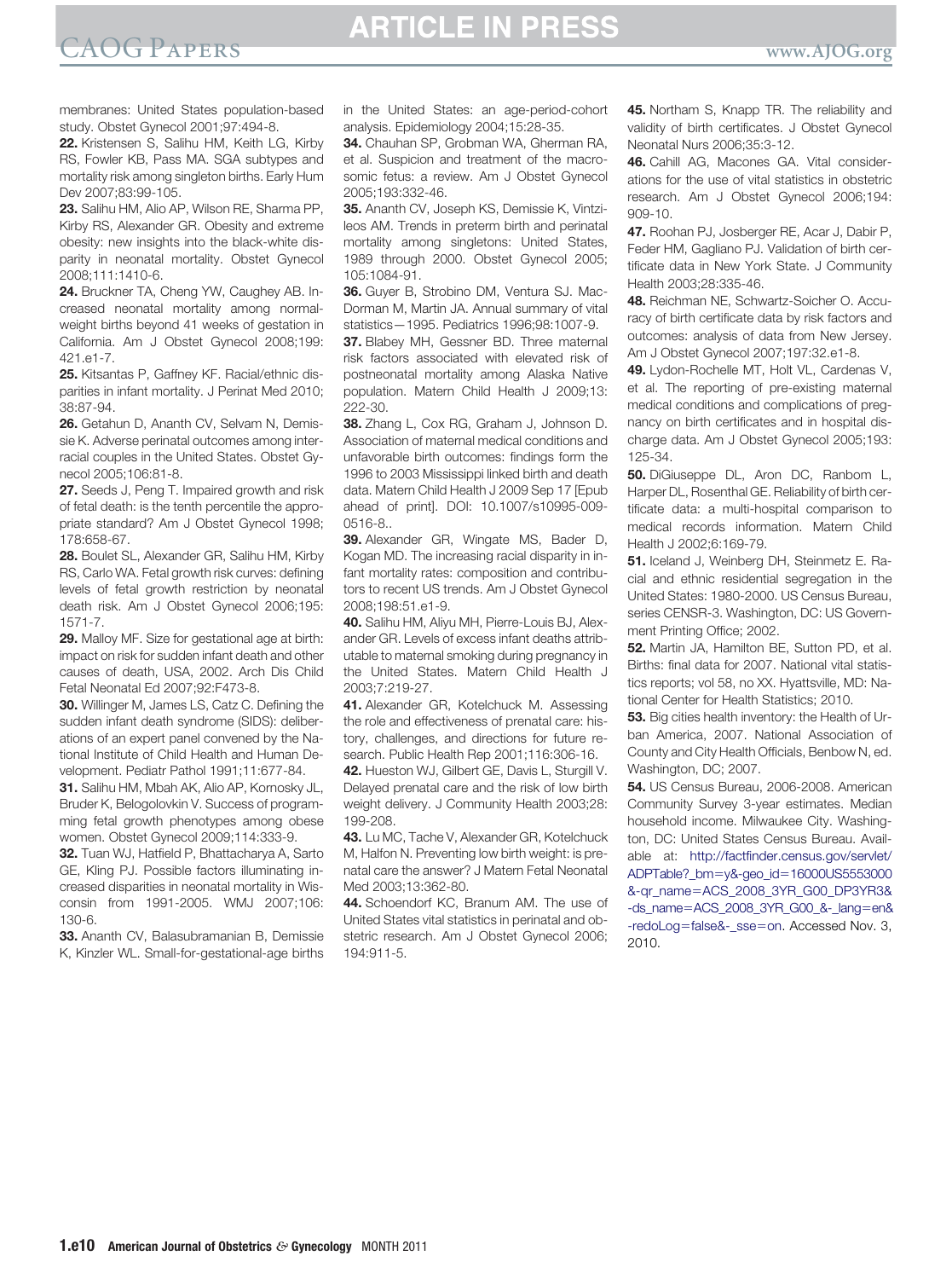membranes: United States population-based study. Obstet Gynecol 2001;97:494-8.

**22.** Kristensen S, Salihu HM, Keith LG, Kirby RS, Fowler KB, Pass MA. SGA subtypes and mortality risk among singleton births. Early Hum Dev 2007;83:99-105.

**23.** Salihu HM, Alio AP, Wilson RE, Sharma PP, Kirby RS, Alexander GR. Obesity and extreme obesity: new insights into the black-white disparity in neonatal mortality. Obstet Gynecol 2008;111:1410-6.

**24.** Bruckner TA, Cheng YW, Caughey AB. Increased neonatal mortality among normal-weight births beyond 41 weeks of gestation in California. Am J Obstet Gynecol 2008;199:421.e1-7.

**25.** Kitsantas P, Gaffney KF. Racial/ethnic disparities in infant mortality. J Perinat Med 2010;38:87-94.

**26.** Getahun D, Ananth CV, Selvam N, Demissie K. Adverse perinatal outcomes among interracial couples in the United States. Obstet Gynecol 2005;106:81-8.

**27.** Seeds J, Peng T. Impaired growth and risk of fetal death: is the tenth percentile the appropriate standard? Am J Obstet Gynecol 1998;178:658-67.

**28.** Boulet SL, Alexander GR, Salihu HM, Kirby RS, Carlo WA. Fetal growth risk curves: defining levels of fetal growth restriction by neonatal death risk. Am J Obstet Gynecol 2006;195:1571-7.

**29.** Malloy MF. Size for gestational age at birth: impact on risk for sudden infant death and other causes of death, USA, 2002. Arch Dis Child Fetal Neonatal Ed 2007;92:F473-8.

**30.** Willinger M, James LS, Catz C. Defining the sudden infant death syndrome (SIDS): deliberations of an expert panel convened by the National Institute of Child Health and Human Development. Pediatr Pathol 1991;11:677-84.

**31.** Salihu HM, Mbah AK, Alio AP, Kornosky JL, Bruder K, Belogolovkin V. Success of programming fetal growth phenotypes among obese women. Obstet Gynecol 2009;114:333-9.

**32.** Tuan WJ, Hatfield P, Bhattacharya A, Sarto GE, Kling PJ. Possible factors illuminating increased disparities in neonatal mortality in Wisconsin from 1991-2005. WMJ 2007;106:130-6.

**33.** Ananth CV, Balasubramanian B, Demissie K, Kinzler WL. Small-for-gestational-age births in the United States: an age-period-cohort analysis. Epidemiology 2004;15:28-35.

**34.** Chauhan SP, Grobman WA, Gherman RA, et al. Suspicion and treatment of the macrosomic fetus: a review. Am J Obstet Gynecol 2005;193:332-46.

**35.** Ananth CV, Joseph KS, Demissie K, Vintzileos AM. Trends in preterm birth and perinatal mortality among singletons: United States, 1989 through 2000. Obstet Gynecol 2005;105:1084-91.

**36.** Guyer B, Strobino DM, Ventura SJ. MacDorman M, Martin JA. Annual summary of vital statistics—1995. Pediatrics 1996;98:1007-9.

**37.** Blabey MH, Gessner BD. Three maternal risk factors associated with elevated risk of postneonatal mortality among Alaska Native population. Matern Child Health J 2009;13:222-30.

**38.** Zhang L, Cox RG, Graham J, Johnson D. Association of maternal medical conditions and unfavorable birth outcomes: findings form the 1996 to 2003 Mississippi linked birth and death data. Matern Child Health J 2009 Sep 17 [Epub ahead of print]. DOI: 10.1007/s10995-009-0516-8..

**39.** Alexander GR, Wingate MS, Bader D, Kogan MD. The increasing racial disparity in infant mortality rates: composition and contributors to recent US trends. Am J Obstet Gynecol 2008;198:51.e1-9.

**40.** Salihu HM, Aliyu MH, Pierre-Louis BJ, Alexander GR. Levels of excess infant deaths attributable to maternal smoking during pregnancy in the United States. Matern Child Health J 2003;7:219-27.

**41.** Alexander GR, Kotelchuck M. Assessing the role and effectiveness of prenatal care: history, challenges, and directions for future research. Public Health Rep 2001;116:306-16.

**42.** Hueston WJ, Gilbert GE, Davis L, Sturgill V. Delayed prenatal care and the risk of low birth weight delivery. J Community Health 2003;28:199-208.

**43.** Lu MC, Tache V, Alexander GR, Kotelchuck M, Halfon N. Preventing low birth weight: is prenatal care the answer? J Matern Fetal Neonatal Med 2003;13:362-80.

**44.** Schoendorf KC, Branum AM. The use of United States vital statistics in perinatal and obstetric research. Am J Obstet Gynecol 2006;194:911-5.

**45.** Northam S, Knapp TR. The reliability and validity of birth certificates. J Obstet Gynecol Neonatal Nurs 2006;35:3-12.

**46.** Cahill AG, Macones GA. Vital considerations for the use of vital statistics in obstetric research. Am J Obstet Gynecol 2006;194:909-10.

**47.** Roohan PJ, Josberger RE, Acar J, Dabir P, Feder HM, Gagliano PJ. Validation of birth certificate data in New York State. J Community Health 2003;28:335-46.

**48.** Reichman NE, Schwartz-Soicher O. Accuracy of birth certificate data by risk factors and outcomes: analysis of data from New Jersey. Am J Obstet Gynecol 2007;197:32.e1-8.

**49.** Lydon-Rochelle MT, Holt VL, Cardenas V, et al. The reporting of pre-existing maternal medical conditions and complications of pregnancy on birth certificates and in hospital discharge data. Am J Obstet Gynecol 2005;193:125-34.

**50.** DiGiuseppe DL, Aron DC, Ranbom L, Harper DL, Rosenthal GE. Reliability of birth certificate data: a multi-hospital comparison to medical records information. Matern Child Health J 2002;6:169-79.

**51.** Iceland J, Weinberg DH, Steinmetz E. Racial and ethnic residential segregation in the United States: 1980-2000. US Census Bureau, series CENSR-3. Washington, DC: US Government Printing Office; 2002.

**52.** Martin JA, Hamilton BE, Sutton PD, et al. Births: final data for 2007. National vital statistics reports; vol 58, no XX. Hyattsville, MD: National Center for Health Statistics; 2010.

**53.** Big cities health inventory: the Health of Urban America, 2007. National Association of County and City Health Officials, Benbow N, ed. Washington, DC; 2007.

**54.** US Census Bureau, 2006-2008. American Community Survey 3-year estimates. Median household income. Milwaukee City. Washington, DC: United States Census Bureau. Available at: http://factfinder.census.gov/servlet/ADPTable?_bm=y&-geo_id=16000US5553000&-qr_name=ACS_2008_3YR_G00_DP3YR3&-ds_name=ACS_2008_3YR_G00_&-_lang=en&-redoLog=false&-_sse=on. Accessed Nov. 3, 2010.